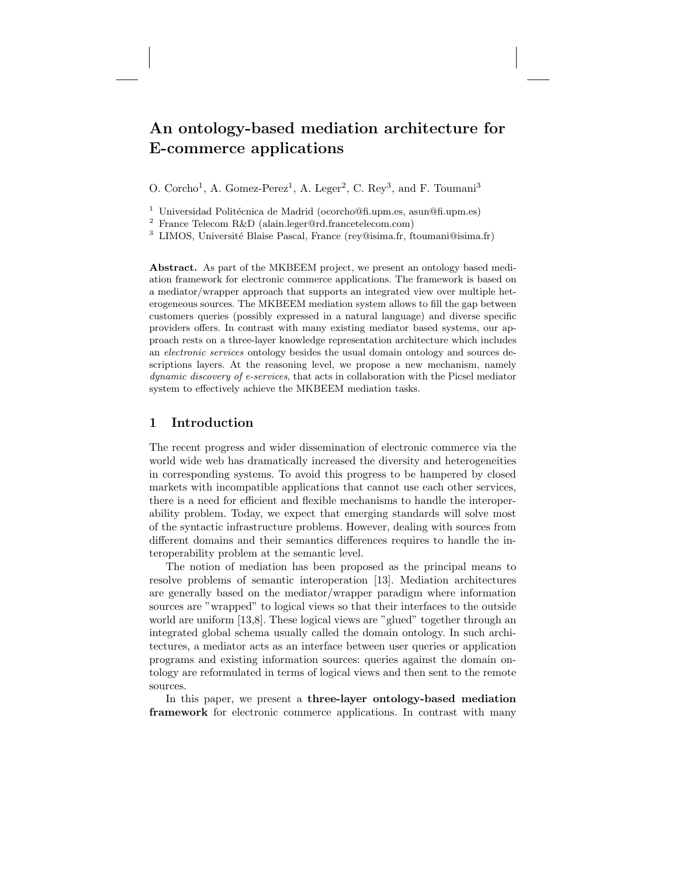# An ontology-based mediation architecture for E-commerce applications

O. Corcho[1], A. Gomez-Perez[1], A. Leger[2], C. Rey[3], and F. Toumani[3]

[1] Universidad Politécnica de Madrid (ocorcho@fi.upm.es, asun@fi.upm.es)
[2] France Telecom R&D (alain.leger@rd.francetelecom.com)
[3] LIMOS, Université Blaise Pascal, France (rey@isima.fr, ftoumani@isima.fr)

**Abstract.** As part of the MKBEEM project, we present an ontology based mediation framework for electronic commerce applications. The framework is based on a mediator/wrapper approach that supports an integrated view over multiple heterogeneous sources. The MKBEEM mediation system allows to fill the gap between customers queries (possibly expressed in a natural language) and diverse specific providers offers. In contrast with many existing mediator based systems, our approach rests on a three-layer knowledge representation architecture which includes an *electronic services* ontology besides the usual domain ontology and sources descriptions layers. At the reasoning level, we propose a new mechanism, namely *dynamic discovery of e-services*, that acts in collaboration with the Picsel mediator system to effectively achieve the MKBEEM mediation tasks.

## 1 Introduction

The recent progress and wider dissemination of electronic commerce via the world wide web has dramatically increased the diversity and heterogeneities in corresponding systems. To avoid this progress to be hampered by closed markets with incompatible applications that cannot use each other services, there is a need for efficient and flexible mechanisms to handle the interoperability problem. Today, we expect that emerging standards will solve most of the syntactic infrastructure problems. However, dealing with sources from different domains and their semantics differences requires to handle the interoperability problem at the semantic level.

The notion of mediation has been proposed as the principal means to resolve problems of semantic interoperation [13]. Mediation architectures are generally based on the mediator/wrapper paradigm where information sources are "wrapped" to logical views so that their interfaces to the outside world are uniform [13,8]. These logical views are "glued" together through an integrated global schema usually called the domain ontology. In such architectures, a mediator acts as an interface between user queries or application programs and existing information sources: queries against the domain ontology are reformulated in terms of logical views and then sent to the remote sources.

In this paper, we present a **three-layer ontology-based mediation framework** for electronic commerce applications. In contrast with many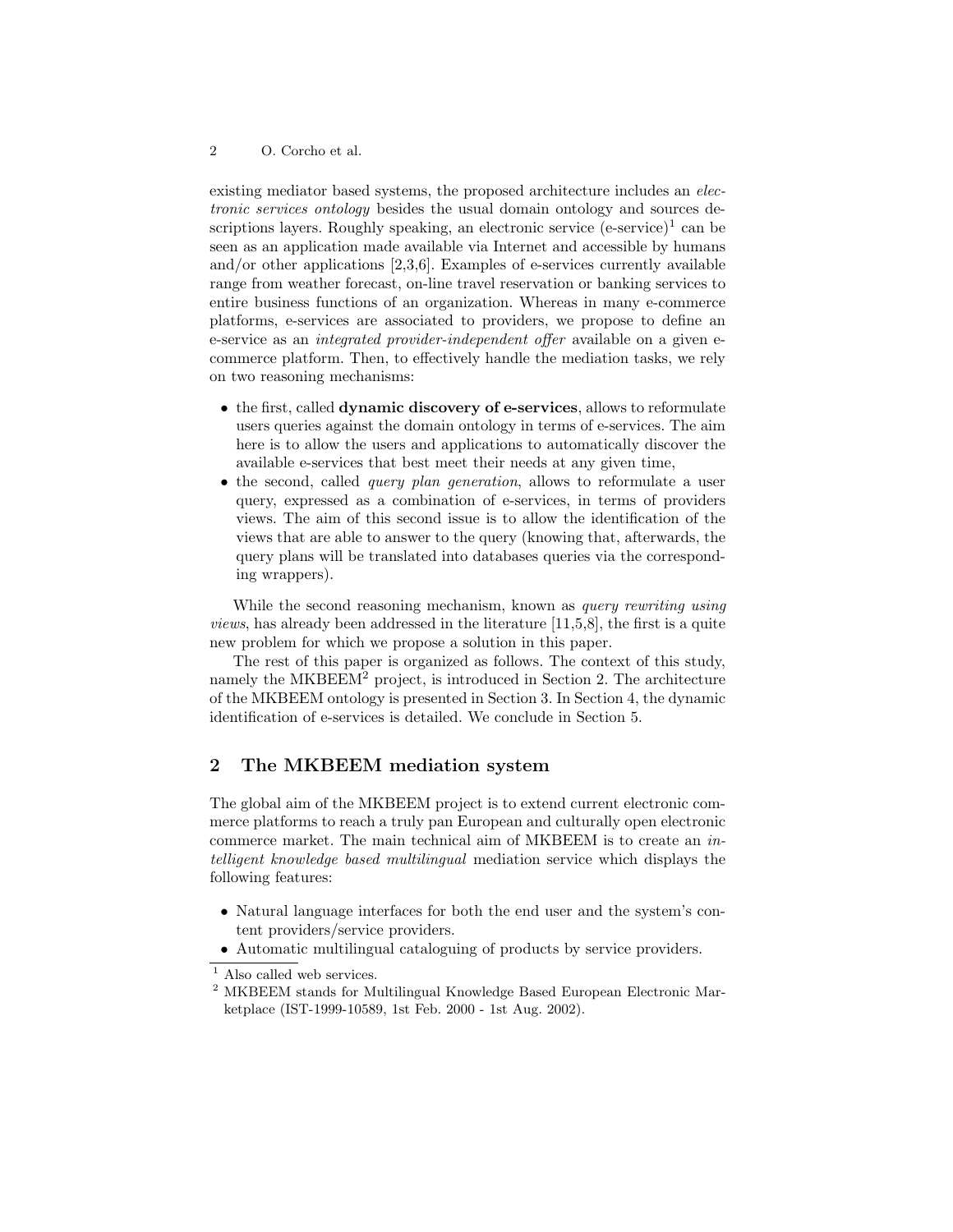existing mediator based systems, the proposed architecture includes an *electronic services ontology* besides the usual domain ontology and sources descriptions layers. Roughly speaking, an electronic service (e-service)[1] can be seen as an application made available via Internet and accessible by humans and/or other applications [2,3,6]. Examples of e-services currently available range from weather forecast, on-line travel reservation or banking services to entire business functions of an organization. Whereas in many e-commerce platforms, e-services are associated to providers, we propose to define an e-service as an *integrated provider-independent offer* available on a given e-commerce platform. Then, to effectively handle the mediation tasks, we rely on two reasoning mechanisms:

- the first, called **dynamic discovery of e-services**, allows to reformulate users queries against the domain ontology in terms of e-services. The aim here is to allow the users and applications to automatically discover the available e-services that best meet their needs at any given time,
- the second, called *query plan generation*, allows to reformulate a user query, expressed as a combination of e-services, in terms of providers views. The aim of this second issue is to allow the identification of the views that are able to answer to the query (knowing that, afterwards, the query plans will be translated into databases queries via the corresponding wrappers).

While the second reasoning mechanism, known as *query rewriting using views*, has already been addressed in the literature [11,5,8], the first is a quite new problem for which we propose a solution in this paper.

The rest of this paper is organized as follows. The context of this study, namely the MKBEEM[2] project, is introduced in Section 2. The architecture of the MKBEEM ontology is presented in Section 3. In Section 4, the dynamic identification of e-services is detailed. We conclude in Section 5.

## 2 The MKBEEM mediation system

The global aim of the MKBEEM project is to extend current electronic commerce platforms to reach a truly pan European and culturally open electronic commerce market. The main technical aim of MKBEEM is to create an *intelligent knowledge based multilingual* mediation service which displays the following features:

- Natural language interfaces for both the end user and the system's content providers/service providers.
- Automatic multilingual cataloguing of products by service providers.

[1] Also called web services.

[2] MKBEEM stands for Multilingual Knowledge Based European Electronic Marketplace (IST-1999-10589, 1st Feb. 2000 - 1st Aug. 2002).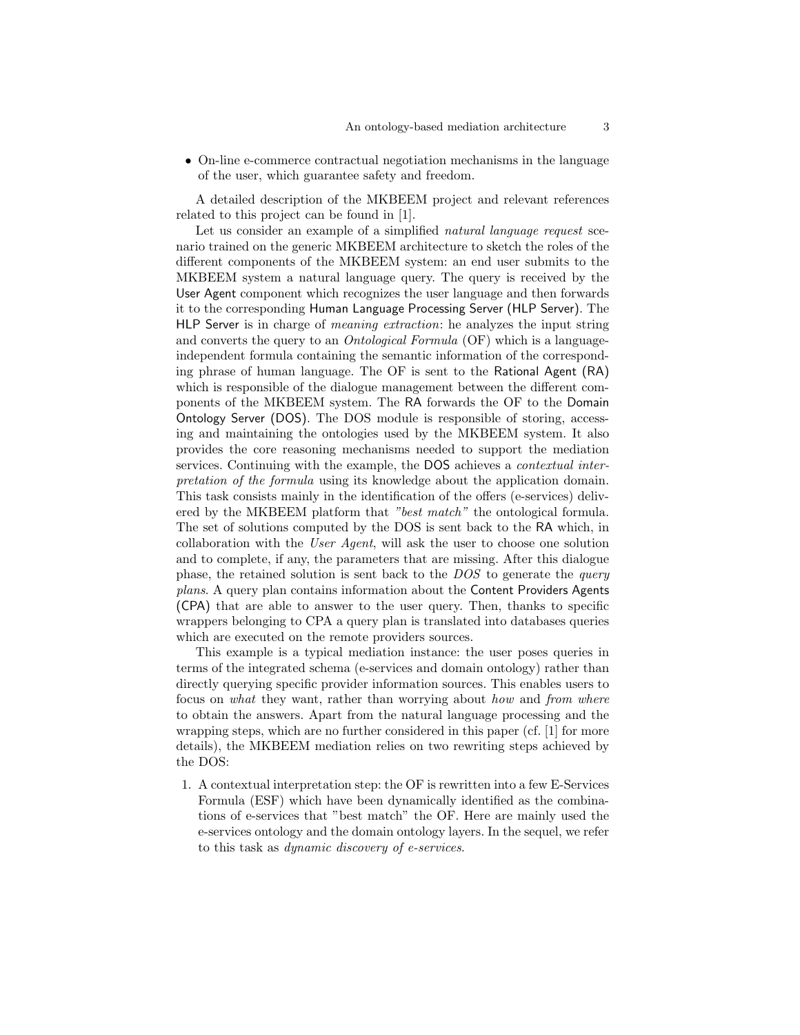- On-line e-commerce contractual negotiation mechanisms in the language of the user, which guarantee safety and freedom.

A detailed description of the MKBEEM project and relevant references related to this project can be found in [1].

Let us consider an example of a simplified *natural language request* scenario trained on the generic MKBEEM architecture to sketch the roles of the different components of the MKBEEM system: an end user submits to the MKBEEM system a natural language query. The query is received by the User Agent component which recognizes the user language and then forwards it to the corresponding Human Language Processing Server (HLP Server). The HLP Server is in charge of *meaning extraction*: he analyzes the input string and converts the query to an *Ontological Formula* (OF) which is a language-independent formula containing the semantic information of the corresponding phrase of human language. The OF is sent to the Rational Agent (RA) which is responsible of the dialogue management between the different components of the MKBEEM system. The RA forwards the OF to the Domain Ontology Server (DOS). The DOS module is responsible of storing, accessing and maintaining the ontologies used by the MKBEEM system. It also provides the core reasoning mechanisms needed to support the mediation services. Continuing with the example, the DOS achieves a *contextual interpretation of the formula* using its knowledge about the application domain. This task consists mainly in the identification of the offers (e-services) delivered by the MKBEEM platform that *"best match"* the ontological formula. The set of solutions computed by the DOS is sent back to the RA which, in collaboration with the *User Agent*, will ask the user to choose one solution and to complete, if any, the parameters that are missing. After this dialogue phase, the retained solution is sent back to the *DOS* to generate the *query plans*. A query plan contains information about the Content Providers Agents (CPA) that are able to answer to the user query. Then, thanks to specific wrappers belonging to CPA a query plan is translated into databases queries which are executed on the remote providers sources.

This example is a typical mediation instance: the user poses queries in terms of the integrated schema (e-services and domain ontology) rather than directly querying specific provider information sources. This enables users to focus on *what* they want, rather than worrying about *how* and *from where* to obtain the answers. Apart from the natural language processing and the wrapping steps, which are no further considered in this paper (cf. [1] for more details), the MKBEEM mediation relies on two rewriting steps achieved by the DOS:

1. A contextual interpretation step: the OF is rewritten into a few E-Services Formula (ESF) which have been dynamically identified as the combinations of e-services that "best match" the OF. Here are mainly used the e-services ontology and the domain ontology layers. In the sequel, we refer to this task as *dynamic discovery of e-services*.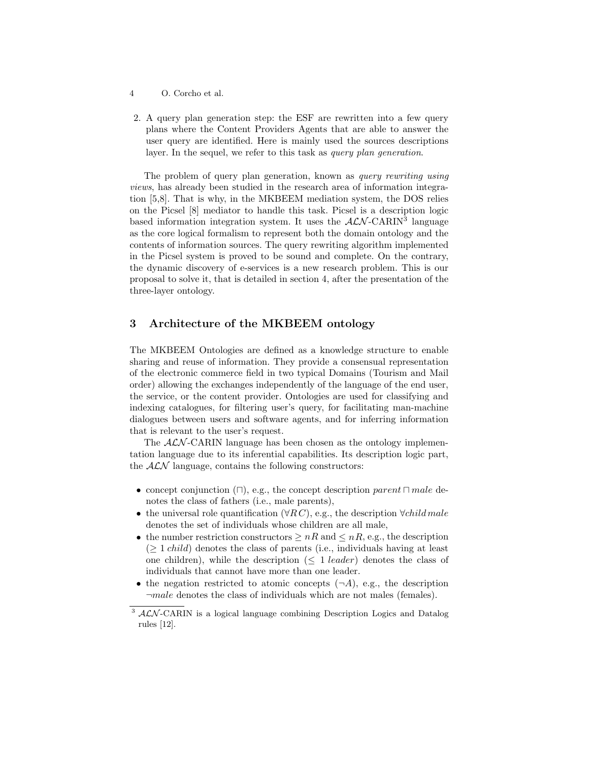2. A query plan generation step: the ESF are rewritten into a few query plans where the Content Providers Agents that are able to answer the user query are identified. Here is mainly used the sources descriptions layer. In the sequel, we refer to this task as *query plan generation*.

The problem of query plan generation, known as *query rewriting using views*, has already been studied in the research area of information integration [5,8]. That is why, in the MKBEEM mediation system, the DOS relies on the Picsel [8] mediator to handle this task. Picsel is a description logic based information integration system. It uses the $\mathcal{ALN}$-CARIN[3] language as the core logical formalism to represent both the domain ontology and the contents of information sources. The query rewriting algorithm implemented in the Picsel system is proved to be sound and complete. On the contrary, the dynamic discovery of e-services is a new research problem. This is our proposal to solve it, that is detailed in section 4, after the presentation of the three-layer ontology.

## 3 Architecture of the MKBEEM ontology

The MKBEEM Ontologies are defined as a knowledge structure to enable sharing and reuse of information. They provide a consensual representation of the electronic commerce field in two typical Domains (Tourism and Mail order) allowing the exchanges independently of the language of the end user, the service, or the content provider. Ontologies are used for classifying and indexing catalogues, for filtering user's query, for facilitating man-machine dialogues between users and software agents, and for inferring information that is relevant to the user's request.

The $\mathcal{ALN}$-CARIN language has been chosen as the ontology implementation language due to its inferential capabilities. Its description logic part, the $\mathcal{ALN}$ language, contains the following constructors:

- concept conjunction ($\sqcap$), e.g., the concept description $parent \sqcap male$ denotes the class of fathers (i.e., male parents),
- the universal role quantification ($\forall R\, C$), e.g., the description $\forall child\, male$ denotes the set of individuals whose children are all male,
- the number restriction constructors $\geq n R$ and $\leq n R$, e.g., the description ($\geq 1\ child$) denotes the class of parents (i.e., individuals having at least one children), while the description ($\leq 1\ leader$) denotes the class of individuals that cannot have more than one leader.
- the negation restricted to atomic concepts ($\neg A$), e.g., the description $\neg male$ denotes the class of individuals which are not males (females).

[3] $\mathcal{ALN}$-CARIN is a logical language combining Description Logics and Datalog rules [12].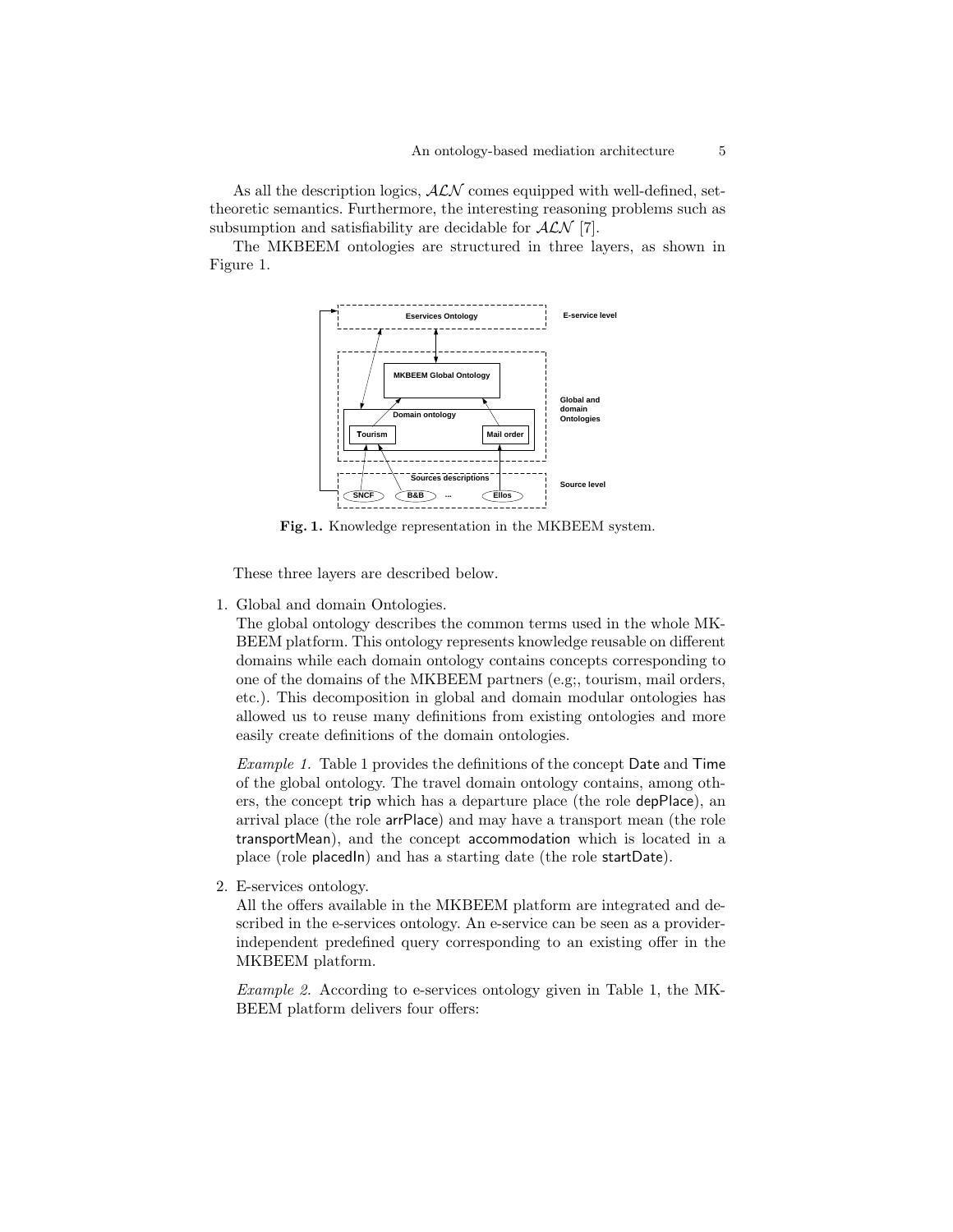As all the description logics, $\mathcal{ALN}$ comes equipped with well-defined, set-theoretic semantics. Furthermore, the interesting reasoning problems such as subsumption and satisfiability are decidable for $\mathcal{ALN}$ [7].

The MKBEEM ontologies are structured in three layers, as shown in Figure 1.

**Fig. 1.** Knowledge representation in the MKBEEM system.

These three layers are described below.

1. Global and domain Ontologies.
   The global ontology describes the common terms used in the whole MKBEEM platform. This ontology represents knowledge reusable on different domains while each domain ontology contains concepts corresponding to one of the domains of the MKBEEM partners (e.g;, tourism, mail orders, etc.). This decomposition in global and domain modular ontologies has allowed us to reuse many definitions from existing ontologies and more easily create definitions of the domain ontologies.

   *Example 1.* Table 1 provides the definitions of the concept Date and Time of the global ontology. The travel domain ontology contains, among others, the concept trip which has a departure place (the role depPlace), an arrival place (the role arrPlace) and may have a transport mean (the role transportMean), and the concept accommodation which is located in a place (role placedIn) and has a starting date (the role startDate).

2. E-services ontology.
   All the offers available in the MKBEEM platform are integrated and described in the e-services ontology. An e-service can be seen as a provider-independent predefined query corresponding to an existing offer in the MKBEEM platform.

   *Example 2.* According to e-services ontology given in Table 1, the MKBEEM platform delivers four offers: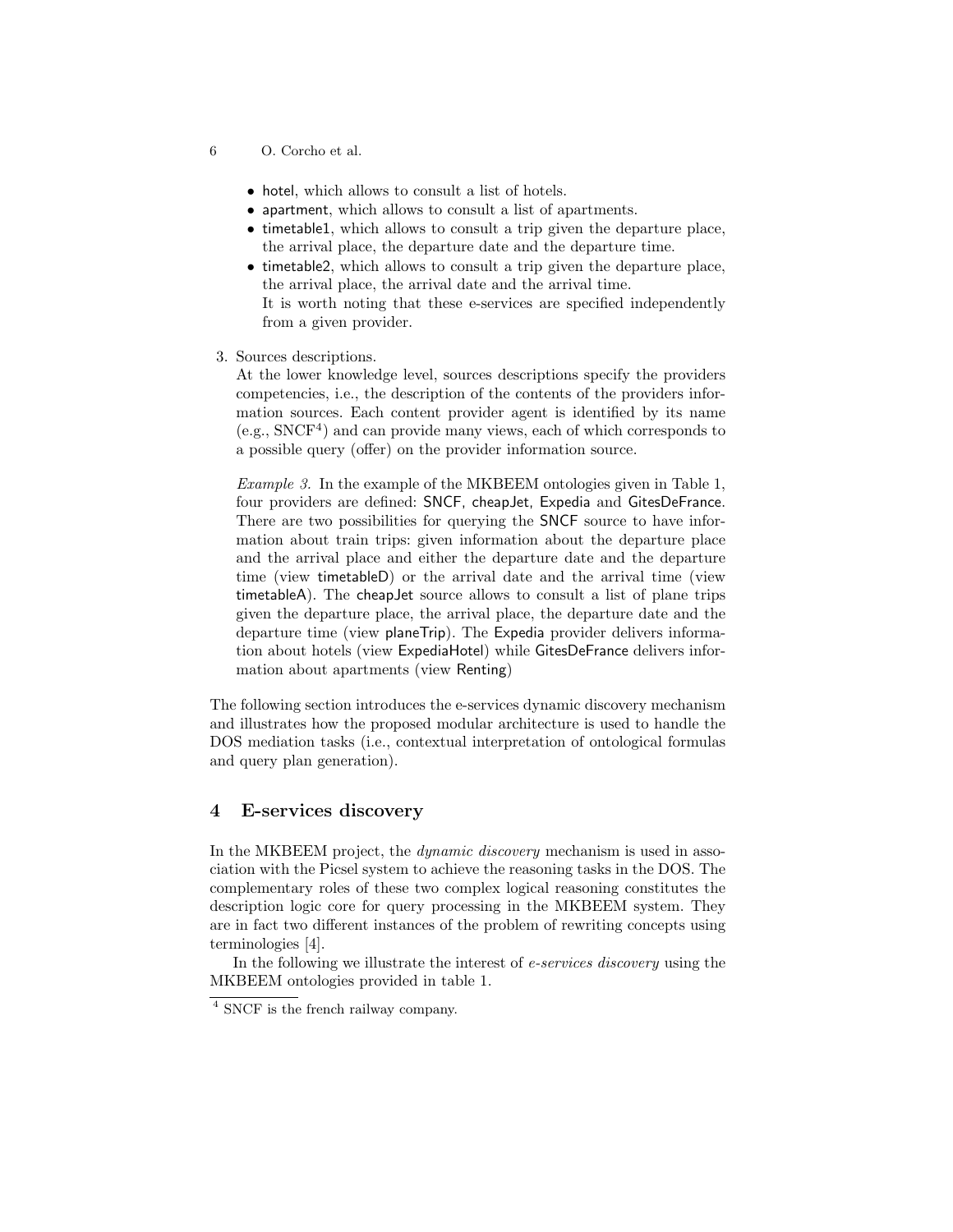- hotel, which allows to consult a list of hotels.
- apartment, which allows to consult a list of apartments.
- timetable1, which allows to consult a trip given the departure place, the arrival place, the departure date and the departure time.
- timetable2, which allows to consult a trip given the departure place, the arrival place, the arrival date and the arrival time.
  It is worth noting that these e-services are specified independently from a given provider.

3. Sources descriptions.
   At the lower knowledge level, sources descriptions specify the providers competencies, i.e., the description of the contents of the providers information sources. Each content provider agent is identified by its name (e.g., SNCF[4]) and can provide many views, each of which corresponds to a possible query (offer) on the provider information source.

   *Example 3.* In the example of the MKBEEM ontologies given in Table 1, four providers are defined: SNCF, cheapJet, Expedia and GitesDeFrance. There are two possibilities for querying the SNCF source to have information about train trips: given information about the departure place and the arrival place and either the departure date and the departure time (view timetableD) or the arrival date and the arrival time (view timetableA). The cheapJet source allows to consult a list of plane trips given the departure place, the arrival place, the departure date and the departure time (view planeTrip). The Expedia provider delivers information about hotels (view ExpediaHotel) while GitesDeFrance delivers information about apartments (view Renting)

The following section introduces the e-services dynamic discovery mechanism and illustrates how the proposed modular architecture is used to handle the DOS mediation tasks (i.e., contextual interpretation of ontological formulas and query plan generation).

## 4 E-services discovery

In the MKBEEM project, the *dynamic discovery* mechanism is used in association with the Picsel system to achieve the reasoning tasks in the DOS. The complementary roles of these two complex logical reasoning constitutes the description logic core for query processing in the MKBEEM system. They are in fact two different instances of the problem of rewriting concepts using terminologies [4].

In the following we illustrate the interest of *e-services discovery* using the MKBEEM ontologies provided in table 1.

[4] SNCF is the french railway company.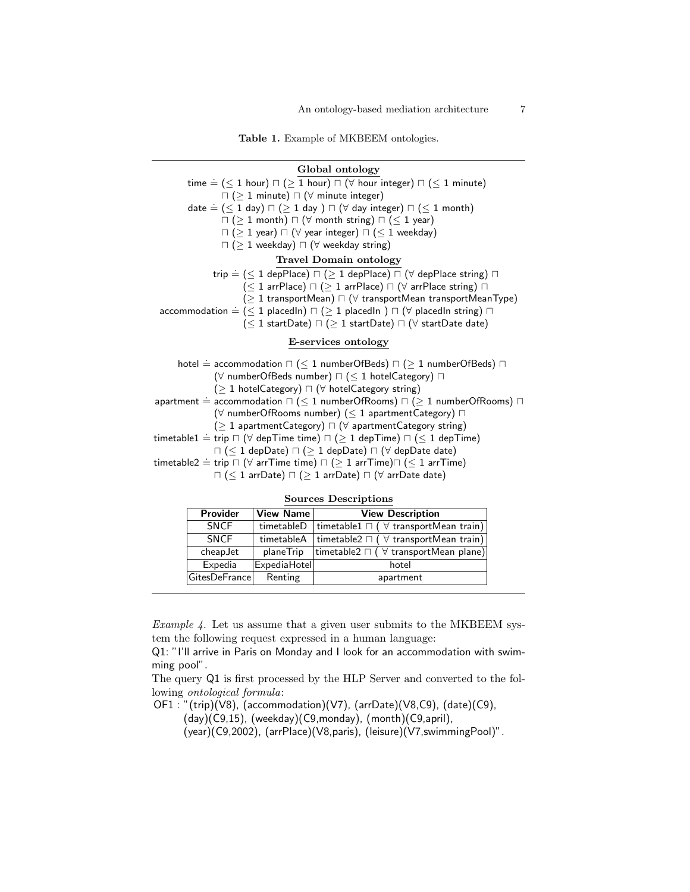**Table 1.** Example of MKBEEM ontologies.

**Global ontology**

time $\doteq$ ($\leq$ 1 hour) $\sqcap$ ($\geq$ 1 hour) $\sqcap$ ($\forall$ hour integer) $\sqcap$ ($\leq$ 1 minute)
$\sqcap$ ($\geq$ 1 minute) $\sqcap$ ($\forall$ minute integer)

date $\doteq$ ($\leq$ 1 day) $\sqcap$ ($\geq$ 1 day ) $\sqcap$ ($\forall$ day integer) $\sqcap$ ($\leq$ 1 month)
$\sqcap$ ($\geq$ 1 month) $\sqcap$ ($\forall$ month string) $\sqcap$ ($\leq$ 1 year)
$\sqcap$ ($\geq$ 1 year) $\sqcap$ ($\forall$ year integer) $\sqcap$ ($\leq$ 1 weekday)
$\sqcap$ ($\geq$ 1 weekday) $\sqcap$ ($\forall$ weekday string)

**Travel Domain ontology**

trip $\doteq$ ($\leq$ 1 depPlace) $\sqcap$ ($\geq$ 1 depPlace) $\sqcap$ ($\forall$ depPlace string) $\sqcap$
($\leq$ 1 arrPlace) $\sqcap$ ($\geq$ 1 arrPlace) $\sqcap$ ($\forall$ arrPlace string) $\sqcap$
($\geq$ 1 transportMean) $\sqcap$ ($\forall$ transportMean transportMeanType)

accommodation $\doteq$ ($\leq$ 1 placedIn) $\sqcap$ ($\geq$ 1 placedIn ) $\sqcap$ ($\forall$ placedIn string) $\sqcap$
($\leq$ 1 startDate) $\sqcap$ ($\geq$ 1 startDate) $\sqcap$ ($\forall$ startDate date)

**E-services ontology**

hotel $\doteq$ accommodation $\sqcap$ ($\leq$ 1 numberOfBeds) $\sqcap$ ($\geq$ 1 numberOfBeds) $\sqcap$
($\forall$ numberOfBeds number) $\sqcap$ ($\leq$ 1 hotelCategory) $\sqcap$
($\geq$ 1 hotelCategory) $\sqcap$ ($\forall$ hotelCategory string)

apartment $\doteq$ accommodation $\sqcap$ ($\leq$ 1 numberOfRooms) $\sqcap$ ($\geq$ 1 numberOfRooms) $\sqcap$
($\forall$ numberOfRooms number) ($\leq$ 1 apartmentCategory) $\sqcap$
($\geq$ 1 apartmentCategory) $\sqcap$ ($\forall$ apartmentCategory string)

timetable1 $\doteq$ trip $\sqcap$ ($\forall$ depTime time) $\sqcap$ ($\geq$ 1 depTime) $\sqcap$ ($\leq$ 1 depTime)
$\sqcap$ ($\leq$ 1 depDate) $\sqcap$ ($\geq$ 1 depDate) $\sqcap$ ($\forall$ depDate date)

timetable2 $\doteq$ trip $\sqcap$ ($\forall$ arrTime time) $\sqcap$ ($\geq$ 1 arrTime)$\sqcap$ ($\leq$ 1 arrTime)
$\sqcap$ ($\leq$ 1 arrDate) $\sqcap$ ($\geq$ 1 arrDate) $\sqcap$ ($\forall$ arrDate date)

**Sources Descriptions**

| Provider | View Name | View Description |
|---|---|---|
| SNCF | timetableD | timetable1 $\sqcap$ ( $\forall$ transportMean train) |
| SNCF | timetableA | timetable2 $\sqcap$ ( $\forall$ transportMean train) |
| cheapJet | planeTrip | timetable2 $\sqcap$ ( $\forall$ transportMean plane) |
| Expedia | ExpediaHotel | hotel |
| GitesDeFrance | Renting | apartment |

*Example 4.* Let us assume that a given user submits to the MKBEEM system the following request expressed in a human language:

Q1: "I'll arrive in Paris on Monday and I look for an accommodation with swimming pool".

The query Q1 is first processed by the HLP Server and converted to the following *ontological formula*:

OF1 : "(trip)(V8), (accommodation)(V7), (arrDate)(V8,C9), (date)(C9),
(day)(C9,15), (weekday)(C9,monday), (month)(C9,april),
(year)(C9,2002), (arrPlace)(V8,paris), (leisure)(V7,swimmingPool)".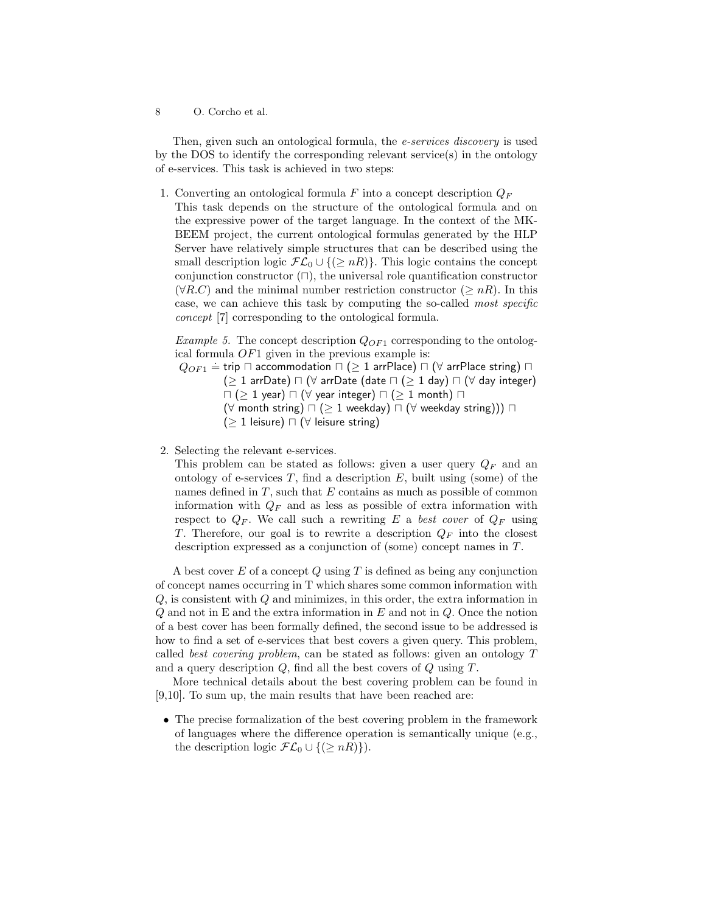Then, given such an ontological formula, the *e-services discovery* is used by the DOS to identify the corresponding relevant service(s) in the ontology of e-services. This task is achieved in two steps:

1. Converting an ontological formula $F$ into a concept description $Q_F$
   This task depends on the structure of the ontological formula and on the expressive power of the target language. In the context of the MK-BEEM project, the current ontological formulas generated by the HLP Server have relatively simple structures that can be described using the small description logic $\mathcal{FL}_0 \cup \{(\geq nR)\}$. This logic contains the concept conjunction constructor ($\sqcap$), the universal role quantification constructor ($\forall R.C$) and the minimal number restriction constructor ($\geq nR$). In this case, we can achieve this task by computing the so-called *most specific concept* [7] corresponding to the ontological formula.

   *Example 5.* The concept description $Q_{OF1}$ corresponding to the ontological formula $OF1$ given in the previous example is:
   $Q_{OF1} \doteq \mathsf{trip} \sqcap \mathsf{accommodation} \sqcap (\geq 1\ \mathsf{arrPlace}) \sqcap (\forall\ \mathsf{arrPlace\ string}) \sqcap$
   $(\geq 1\ \mathsf{arrDate}) \sqcap (\forall\ \mathsf{arrDate}\ (\mathsf{date} \sqcap (\geq 1\ \mathsf{day}) \sqcap (\forall\ \mathsf{day\ integer})$
   $\sqcap (\geq 1\ \mathsf{year}) \sqcap (\forall\ \mathsf{year\ integer}) \sqcap (\geq 1\ \mathsf{month}) \sqcap$
   $(\forall\ \mathsf{month\ string}) \sqcap (\geq 1\ \mathsf{weekday}) \sqcap (\forall\ \mathsf{weekday\ string}))) \sqcap$
   $(\geq 1\ \mathsf{leisure}) \sqcap (\forall\ \mathsf{leisure\ string})$

2. Selecting the relevant e-services.
   This problem can be stated as follows: given a user query $Q_F$ and an ontology of e-services $T$, find a description $E$, built using (some) of the names defined in $T$, such that $E$ contains as much as possible of common information with $Q_F$ and as less as possible of extra information with respect to $Q_F$. We call such a rewriting $E$ a *best cover* of $Q_F$ using $T$. Therefore, our goal is to rewrite a description $Q_F$ into the closest description expressed as a conjunction of (some) concept names in $T$.

A best cover $E$ of a concept $Q$ using $T$ is defined as being any conjunction of concept names occurring in T which shares some common information with $Q$, is consistent with $Q$ and minimizes, in this order, the extra information in $Q$ and not in E and the extra information in $E$ and not in $Q$. Once the notion of a best cover has been formally defined, the second issue to be addressed is how to find a set of e-services that best covers a given query. This problem, called *best covering problem*, can be stated as follows: given an ontology $T$ and a query description $Q$, find all the best covers of $Q$ using $T$.

More technical details about the best covering problem can be found in [9,10]. To sum up, the main results that have been reached are:

- The precise formalization of the best covering problem in the framework of languages where the difference operation is semantically unique (e.g., the description logic $\mathcal{FL}_0 \cup \{(\geq nR)\}$).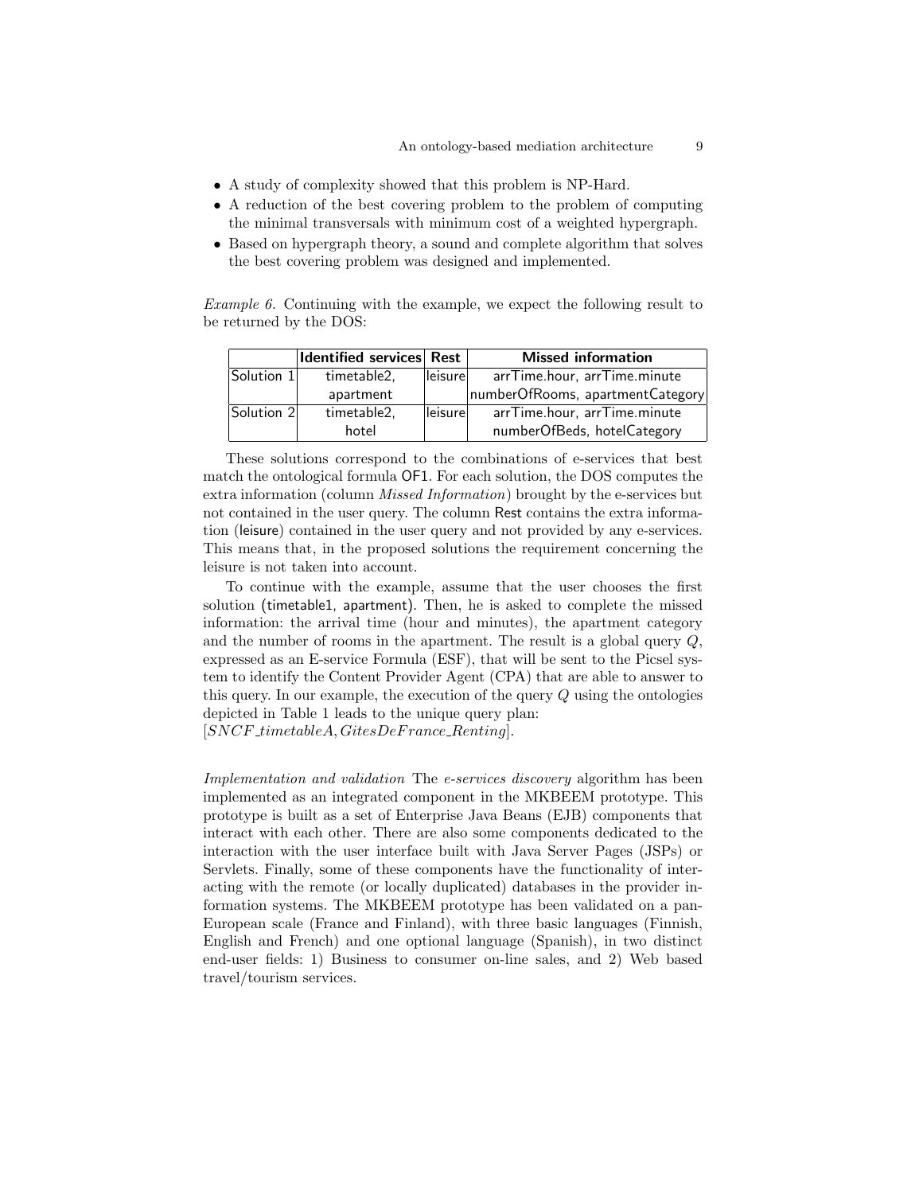- A study of complexity showed that this problem is NP-Hard.
- A reduction of the best covering problem to the problem of computing the minimal transversals with minimum cost of a weighted hypergraph.
- Based on hypergraph theory, a sound and complete algorithm that solves the best covering problem was designed and implemented.

*Example 6.* Continuing with the example, we expect the following result to be returned by the DOS:

| | **Identified services** | **Rest** | **Missed information** |
|---|---|---|---|
| Solution 1 | timetable2, apartment | leisure | arrTime.hour, arrTime.minute numberOfRooms, apartmentCategory |
| Solution 2 | timetable2, hotel | leisure | arrTime.hour, arrTime.minute numberOfBeds, hotelCategory |

These solutions correspond to the combinations of e-services that best match the ontological formula OF1. For each solution, the DOS computes the extra information (column *Missed Information*) brought by the e-services but not contained in the user query. The column Rest contains the extra information (leisure) contained in the user query and not provided by any e-services. This means that, in the proposed solutions the requirement concerning the leisure is not taken into account.

To continue with the example, assume that the user chooses the first solution (timetable1, apartment). Then, he is asked to complete the missed information: the arrival time (hour and minutes), the apartment category and the number of rooms in the apartment. The result is a global query $Q$, expressed as an E-service Formula (ESF), that will be sent to the Picsel system to identify the Content Provider Agent (CPA) that are able to answer to this query. In our example, the execution of the query $Q$ using the ontologies depicted in Table 1 leads to the unique query plan:
$[SNCF\_timetableA, GitesDeFrance\_Renting]$.

*Implementation and validation* The *e-services discovery* algorithm has been implemented as an integrated component in the MKBEEM prototype. This prototype is built as a set of Enterprise Java Beans (EJB) components that interact with each other. There are also some components dedicated to the interaction with the user interface built with Java Server Pages (JSPs) or Servlets. Finally, some of these components have the functionality of interacting with the remote (or locally duplicated) databases in the provider information systems. The MKBEEM prototype has been validated on a pan-European scale (France and Finland), with three basic languages (Finnish, English and French) and one optional language (Spanish), in two distinct end-user fields: 1) Business to consumer on-line sales, and 2) Web based travel/tourism services.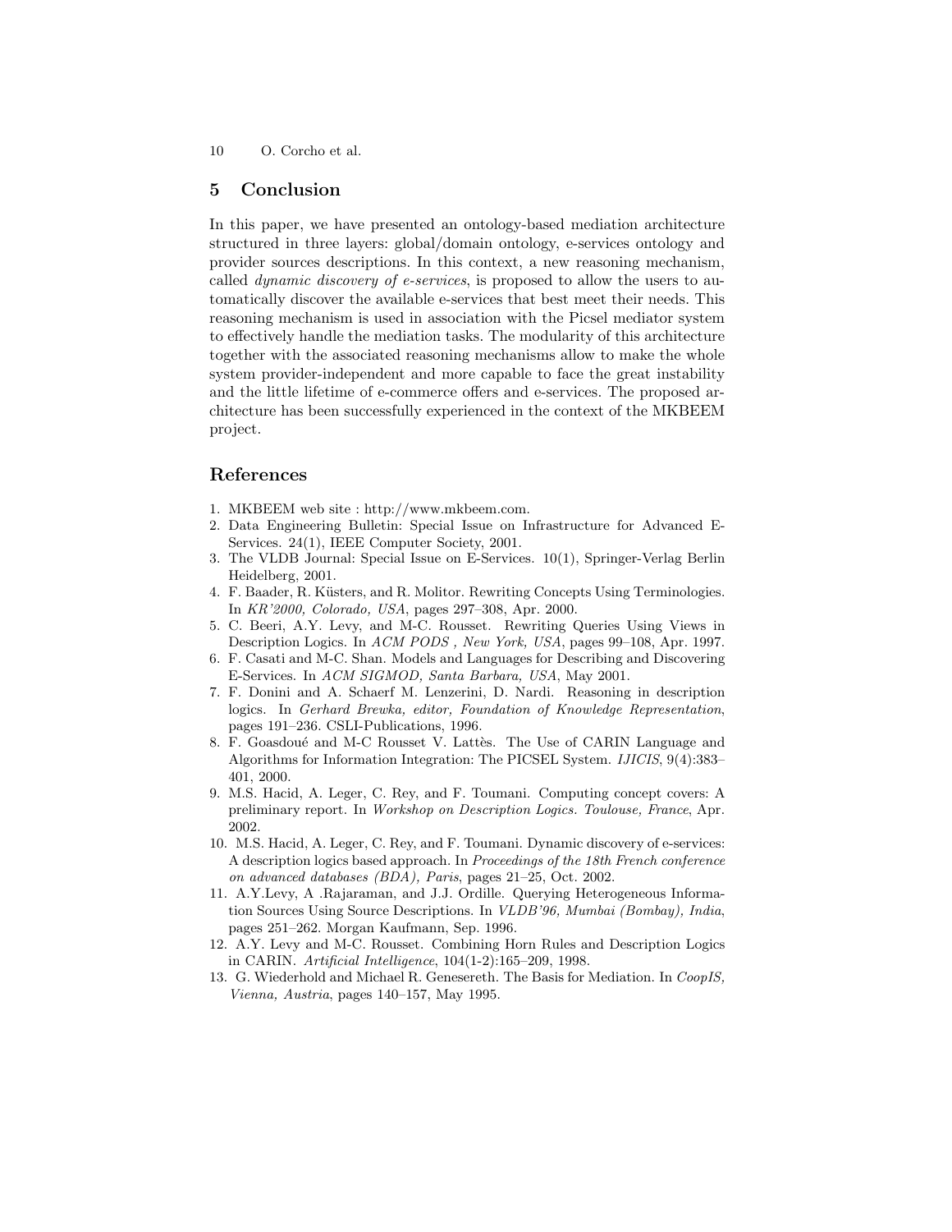## 5 Conclusion

In this paper, we have presented an ontology-based mediation architecture structured in three layers: global/domain ontology, e-services ontology and provider sources descriptions. In this context, a new reasoning mechanism, called *dynamic discovery of e-services*, is proposed to allow the users to automatically discover the available e-services that best meet their needs. This reasoning mechanism is used in association with the Picsel mediator system to effectively handle the mediation tasks. The modularity of this architecture together with the associated reasoning mechanisms allow to make the whole system provider-independent and more capable to face the great instability and the little lifetime of e-commerce offers and e-services. The proposed architecture has been successfully experienced in the context of the MKBEEM project.

## References

1. MKBEEM web site : http://www.mkbeem.com.
2. Data Engineering Bulletin: Special Issue on Infrastructure for Advanced E-Services. 24(1), IEEE Computer Society, 2001.
3. The VLDB Journal: Special Issue on E-Services. 10(1), Springer-Verlag Berlin Heidelberg, 2001.
4. F. Baader, R. Küsters, and R. Molitor. Rewriting Concepts Using Terminologies. In *KR'2000, Colorado, USA*, pages 297–308, Apr. 2000.
5. C. Beeri, A.Y. Levy, and M-C. Rousset. Rewriting Queries Using Views in Description Logics. In *ACM PODS , New York, USA*, pages 99–108, Apr. 1997.
6. F. Casati and M-C. Shan. Models and Languages for Describing and Discovering E-Services. In *ACM SIGMOD, Santa Barbara, USA*, May 2001.
7. F. Donini and A. Schaerf M. Lenzerini, D. Nardi. Reasoning in description logics. In *Gerhard Brewka, editor, Foundation of Knowledge Representation*, pages 191–236. CSLI-Publications, 1996.
8. F. Goasdoué and M-C Rousset V. Lattès. The Use of CARIN Language and Algorithms for Information Integration: The PICSEL System. *IJICIS*, 9(4):383–401, 2000.
9. M.S. Hacid, A. Leger, C. Rey, and F. Toumani. Computing concept covers: A preliminary report. In *Workshop on Description Logics. Toulouse, France*, Apr. 2002.
10. M.S. Hacid, A. Leger, C. Rey, and F. Toumani. Dynamic discovery of e-services: A description logics based approach. In *Proceedings of the 18th French conference on advanced databases (BDA), Paris*, pages 21–25, Oct. 2002.
11. A.Y.Levy, A .Rajaraman, and J.J. Ordille. Querying Heterogeneous Information Sources Using Source Descriptions. In *VLDB'96, Mumbai (Bombay), India*, pages 251–262. Morgan Kaufmann, Sep. 1996.
12. A.Y. Levy and M-C. Rousset. Combining Horn Rules and Description Logics in CARIN. *Artificial Intelligence*, 104(1-2):165–209, 1998.
13. G. Wiederhold and Michael R. Genesereth. The Basis for Mediation. In *CoopIS, Vienna, Austria*, pages 140–157, May 1995.